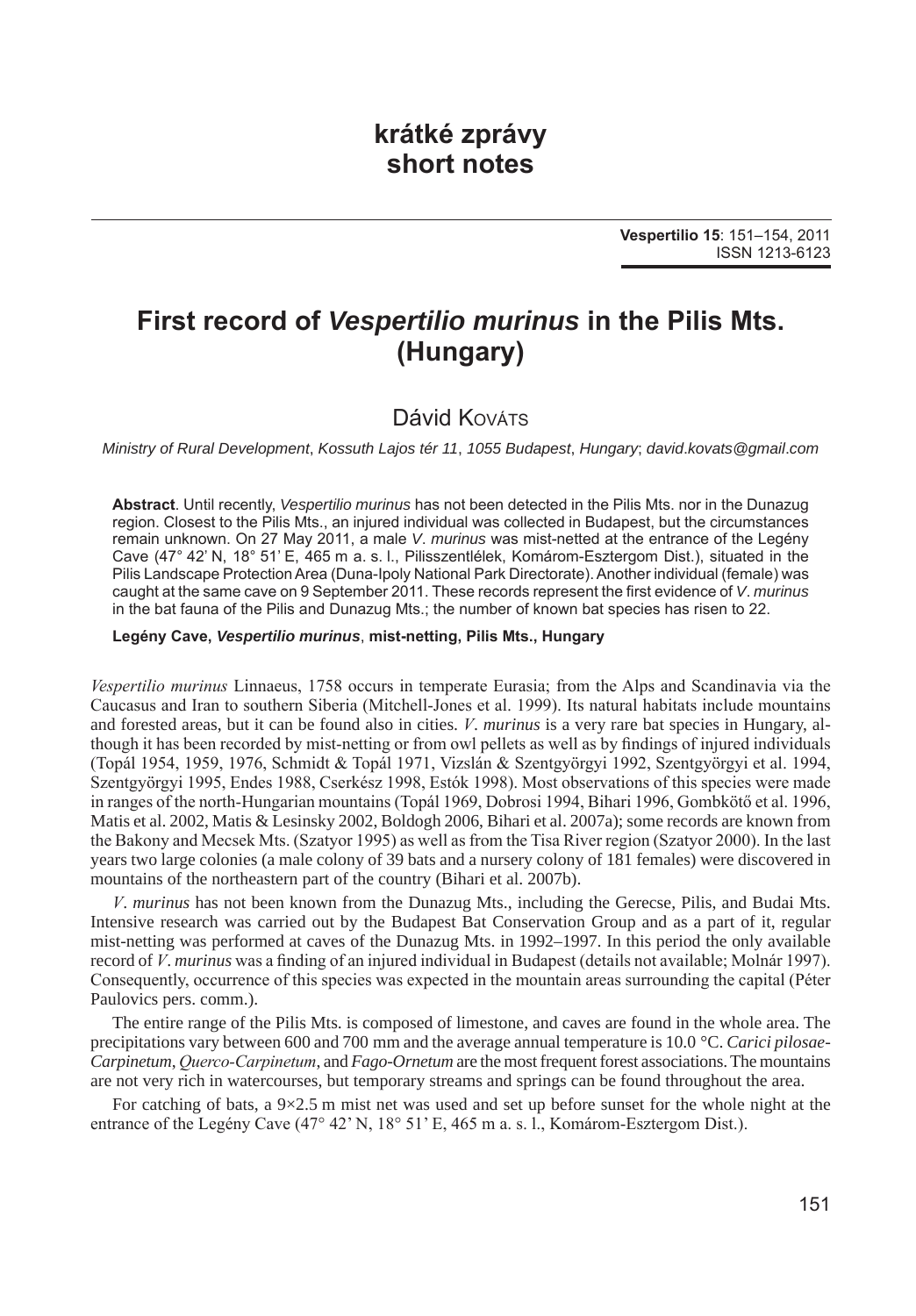# krátké zprávy
# short notes

# First record of *Vespertilio murinus* in the Pilis Mts. (Hungary)

Dávid Kováts

*Ministry of Rural Development, Kossuth Lajos tér 11, 1055 Budapest, Hungary; david.kovats@gmail.com*

**Abstract**. Until recently, *Vespertilio murinus* has not been detected in the Pilis Mts. nor in the Dunazug region. Closest to the Pilis Mts., an injured individual was collected in Budapest, but the circumstances remain unknown. On 27 May 2011, a male *V. murinus* was mist-netted at the entrance of the Legény Cave (47° 42' N, 18° 51' E, 465 m a. s. l., Pilisszentlélek, Komárom-Esztergom Dist.), situated in the Pilis Landscape Protection Area (Duna-Ipoly National Park Directorate). Another individual (female) was caught at the same cave on 9 September 2011. These records represent the first evidence of *V. murinus* in the bat fauna of the Pilis and Dunazug Mts.; the number of known bat species has risen to 22.

**Legény Cave, *Vespertilio murinus*, mist-netting, Pilis Mts., Hungary**

*Vespertilio murinus* Linnaeus, 1758 occurs in temperate Eurasia; from the Alps and Scandinavia via the Caucasus and Iran to southern Siberia (Mitchell-Jones et al. 1999). Its natural habitats include mountains and forested areas, but it can be found also in cities. *V. murinus* is a very rare bat species in Hungary, although it has been recorded by mist-netting or from owl pellets as well as by findings of injured individuals (Topál 1954, 1959, 1976, Schmidt & Topál 1971, Vizslán & Szentgyörgyi 1992, Szentgyörgyi et al. 1994, Szentgyörgyi 1995, Endes 1988, Cserkész 1998, Estók 1998). Most observations of this species were made in ranges of the north-Hungarian mountains (Topál 1969, Dobrosi 1994, Bihari 1996, Gombkötő et al. 1996, Matis et al. 2002, Matis & Lesinsky 2002, Boldogh 2006, Bihari et al. 2007a); some records are known from the Bakony and Mecsek Mts. (Szatyor 1995) as well as from the Tisa River region (Szatyor 2000). In the last years two large colonies (a male colony of 39 bats and a nursery colony of 181 females) were discovered in mountains of the northeastern part of the country (Bihari et al. 2007b).

*V. murinus* has not been known from the Dunazug Mts., including the Gerecse, Pilis, and Budai Mts. Intensive research was carried out by the Budapest Bat Conservation Group and as a part of it, regular mist-netting was performed at caves of the Dunazug Mts. in 1992–1997. In this period the only available record of *V. murinus* was a finding of an injured individual in Budapest (details not available; Molnár 1997). Consequently, occurrence of this species was expected in the mountain areas surrounding the capital (Péter Paulovics pers. comm.).

The entire range of the Pilis Mts. is composed of limestone, and caves are found in the whole area. The precipitations vary between 600 and 700 mm and the average annual temperature is 10.0 °C. *Carici pilosae-Carpinetum*, *Querco-Carpinetum*, and *Fago-Ornetum* are the most frequent forest associations. The mountains are not very rich in watercourses, but temporary streams and springs can be found throughout the area.

For catching of bats, a 9×2.5 m mist net was used and set up before sunset for the whole night at the entrance of the Legény Cave (47° 42' N, 18° 51' E, 465 m a. s. l., Komárom-Esztergom Dist.).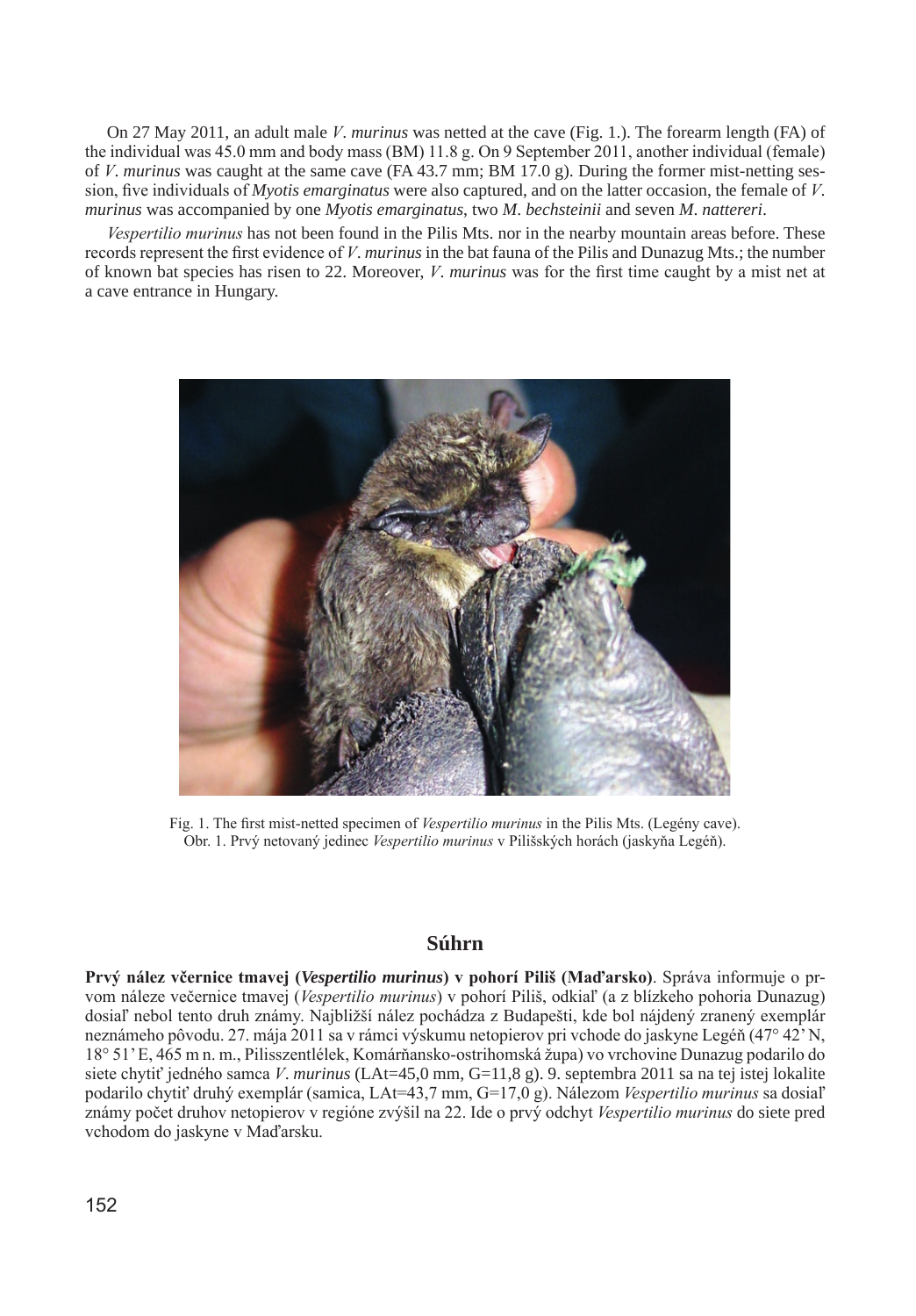On 27 May 2011, an adult male *V*. *murinus* was netted at the cave (Fig. 1.). The forearm length (FA) of the individual was 45.0 mm and body mass (BM) 11.8 g. On 9 September 2011, another individual (female) of *V*. *murinus* was caught at the same cave (FA 43.7 mm; BM 17.0 g). During the former mist-netting session, five individuals of *Myotis emarginatus* were also captured, and on the latter occasion, the female of *V*. *murinus* was accompanied by one *Myotis emarginatus*, two *M*. *bechsteinii* and seven *M*. *nattereri*.

*Vespertilio murinus* has not been found in the Pilis Mts. nor in the nearby mountain areas before. These records represent the first evidence of *V*. *murinus* in the bat fauna of the Pilis and Dunazug Mts.; the number of known bat species has risen to 22. Moreover, *V*. *murinus* was for the first time caught by a mist net at a cave entrance in Hungary.

Fig. 1. The first mist-netted specimen of *Vespertilio murinus* in the Pilis Mts. (Legény cave).
Obr. 1. Prvý netovaný jedinec *Vespertilio murinus* v Pilišských horách (jaskyňa Legéň).

## Súhrn

**Prvý nález včernice tmavej (*Vespertilio murinus*) v pohorí Piliš (Maďarsko)**. Správa informuje o prvom náleze večernice tmavej (*Vespertilio murinus*) v pohorí Piliš, odkiaľ (a z blízkeho pohoria Dunazug) dosiaľ nebol tento druh známy. Najbližší nález pochádza z Budapešti, kde bol nájdený zranený exemplár neznámeho pôvodu. 27. mája 2011 sa v rámci výskumu netopierov pri vchode do jaskyne Legéň (47° 42' N, 18° 51' E, 465 m n. m., Pilisszentlélek, Komárňansko-ostrihomská župa) vo vrchovine Dunazug podarilo do siete chytiť jedného samca *V*. *murinus* (LAt=45,0 mm, G=11,8 g). 9. septembra 2011 sa na tej istej lokalite podarilo chytiť druhý exemplár (samica, LAt=43,7 mm, G=17,0 g). Nálezom *Vespertilio murinus* sa dosiaľ známy počet druhov netopierov v regióne zvýšil na 22. Ide o prvý odchyt *Vespertilio murinus* do siete pred vchodom do jaskyne v Maďarsku.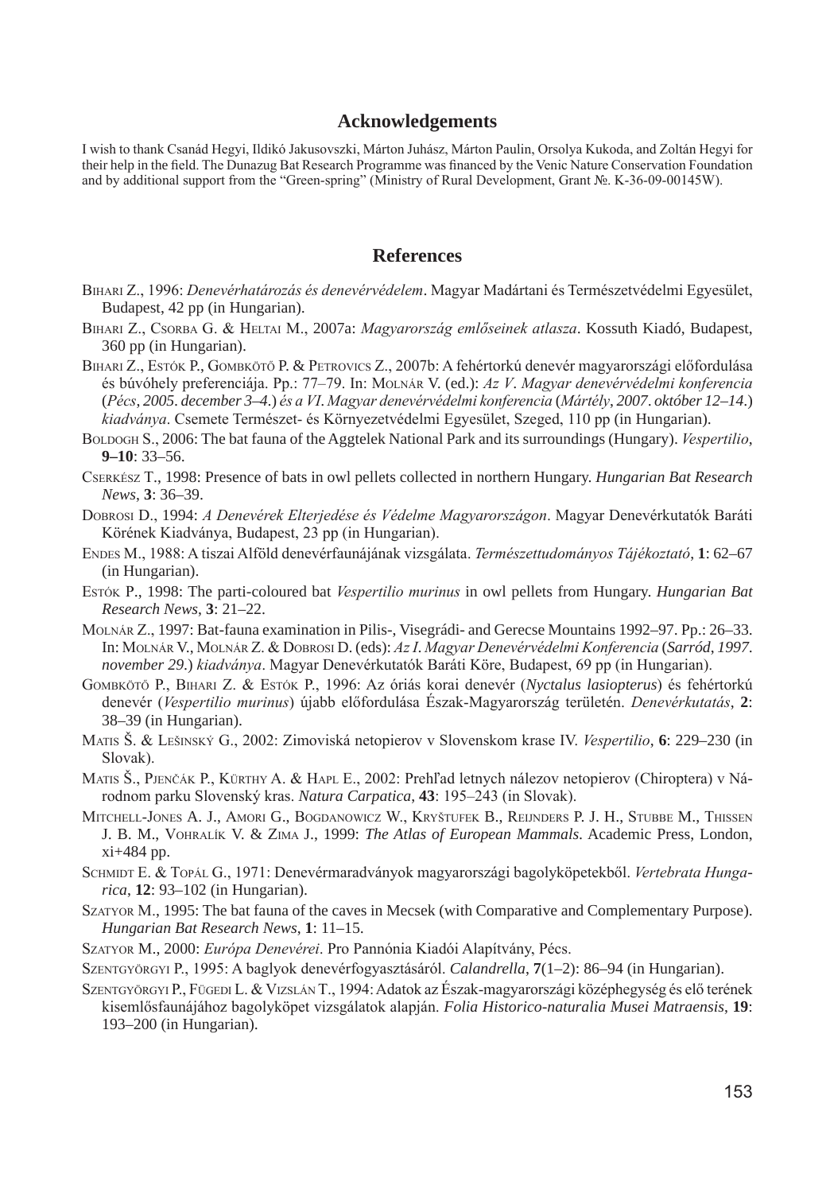## Acknowledgements

I wish to thank Csanád Hegyi, Ildikó Jakusovszki, Márton Juhász, Márton Paulin, Orsolya Kukoda, and Zoltán Hegyi for their help in the field. The Dunazug Bat Research Programme was financed by the Venic Nature Conservation Foundation and by additional support from the "Green-spring" (Ministry of Rural Development, Grant №. K-36-09-00145W).

## References

Bihari Z., 1996: *Denevérhatározás és denevérvédelem*. Magyar Madártani és Természetvédelmi Egyesület, Budapest, 42 pp (in Hungarian).

Bihari Z., Csorba G. & Heltai M., 2007a: *Magyarország emlőseinek atlasza*. Kossuth Kiadó, Budapest, 360 pp (in Hungarian).

Bihari Z., Estók P., Gombkötő P. & Petrovics Z., 2007b: A fehértorkú denevér magyarországi előfordulása és búvóhely preferenciája. Pp.: 77–79. In: Molnár V. (ed.): *Az V. Magyar denevérvédelmi konferencia* (*Pécs, 2005. december 3–4.*) *és a VI. Magyar denevérvédelmi konferencia* (*Mártély, 2007. október 12–14.*) *kiadványa*. Csemete Természet- és Környezetvédelmi Egyesület, Szeged, 110 pp (in Hungarian).

Boldogh S., 2006: The bat fauna of the Aggtelek National Park and its surroundings (Hungary). *Vespertilio*, **9–10**: 33–56.

Cserkész T., 1998: Presence of bats in owl pellets collected in northern Hungary. *Hungarian Bat Research News*, **3**: 36–39.

Dobrosi D., 1994: *A Denevérek Elterjedése és Védelme Magyarországon*. Magyar Denevérkutatók Baráti Körének Kiadványa, Budapest, 23 pp (in Hungarian).

Endes M., 1988: A tiszai Alföld denevérfaunájának vizsgálata. *Természettudományos Tájékoztató*, **1**: 62–67 (in Hungarian).

Estók P., 1998: The parti-coloured bat *Vespertilio murinus* in owl pellets from Hungary. *Hungarian Bat Research News*, **3**: 21–22.

Molnár Z., 1997: Bat-fauna examination in Pilis-, Visegrádi- and Gerecse Mountains 1992–97. Pp.: 26–33. In: Molnár V., Molnár Z. & Dobrosi D. (eds): *Az I. Magyar Denevérvédelmi Konferencia* (*Sarród, 1997. november 29.*) *kiadványa*. Magyar Denevérkutatók Baráti Köre, Budapest, 69 pp (in Hungarian).

Gombkötő P., Bihari Z. & Estók P., 1996: Az óriás korai denevér (*Nyctalus lasiopterus*) és fehértorkú denevér (*Vespertilio murinus*) újabb előfordulása Észak-Magyarország területén. *Denevérkutatás*, **2**: 38–39 (in Hungarian).

Matis Š. & Lešinský G., 2002: Zimoviská netopierov v Slovenskom krase IV. *Vespertilio*, **6**: 229–230 (in Slovak).

Matis Š., Pjenčák P., Kürthy A. & Hapl E., 2002: Prehľad letnych nálezov netopierov (Chiroptera) v Národnom parku Slovenský kras. *Natura Carpatica*, **43**: 195–243 (in Slovak).

Mitchell-Jones A. J., Amori G., Bogdanowicz W., Kryštufek B., Reijnders P. J. H., Stubbe M., Thissen J. B. M., Vohralík V. & Zima J., 1999: *The Atlas of European Mammals*. Academic Press, London, xi+484 pp.

Schmidt E. & Topál G., 1971: Denevérmaradványok magyarországi bagolyköpetekből. *Vertebrata Hungarica*, **12**: 93–102 (in Hungarian).

Szatyor M., 1995: The bat fauna of the caves in Mecsek (with Comparative and Complementary Purpose). *Hungarian Bat Research News*, **1**: 11–15.

Szatyor M., 2000: *Európa Denevérei*. Pro Pannónia Kiadói Alapítvány, Pécs.

Szentgyörgyi P., 1995: A baglyok denevérfogyasztásáról. *Calandrella*, **7**(1–2): 86–94 (in Hungarian).

Szentgyörgyi P., Fügedi L. & Vizslán T., 1994: Adatok az Észak-magyarországi középhegység és elő terének kisemlősfaunájához bagolyköpet vizsgálatok alapján. *Folia Historico-naturalia Musei Matraensis*, **19**: 193–200 (in Hungarian).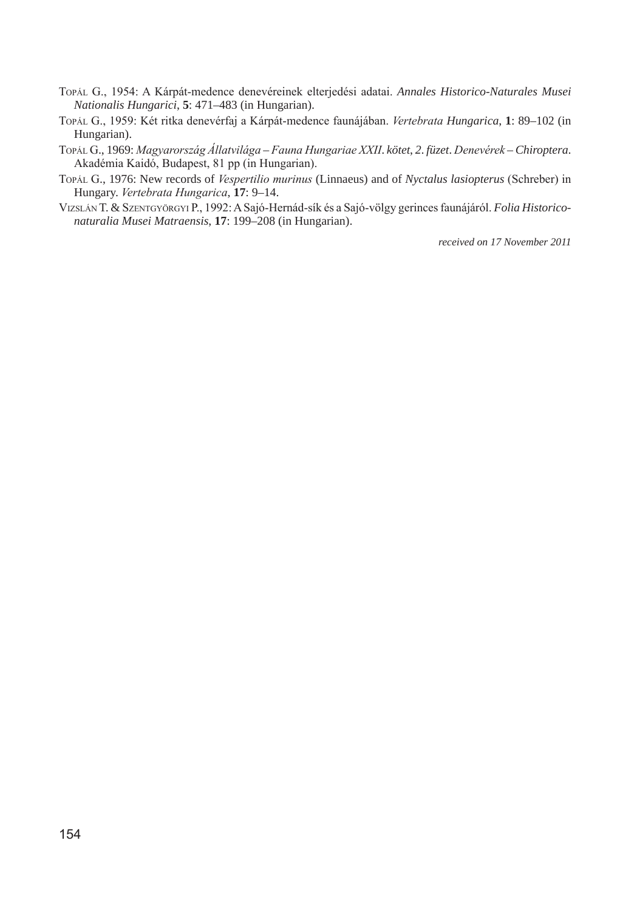Topál G., 1954: A Kárpát-medence denevéreinek elterjedési adatai. *Annales Historico-Naturales Musei Nationalis Hungarici*, **5**: 471–483 (in Hungarian).

Topál G., 1959: Két ritka denevérfaj a Kárpát-medence faunájában. *Vertebrata Hungarica*, **1**: 89–102 (in Hungarian).

Topál G., 1969: *Magyarország Állatvilága – Fauna Hungariae XXII. kötet, 2. füzet. Denevérek – Chiroptera*. Akadémia Kaidó, Budapest, 81 pp (in Hungarian).

Topál G., 1976: New records of *Vespertilio murinus* (Linnaeus) and of *Nyctalus lasiopterus* (Schreber) in Hungary. *Vertebrata Hungarica*, **17**: 9–14.

Vizslán T. & Szentgyörgyi P., 1992: A Sajó-Hernád-sík és a Sajó-völgy gerinces faunájáról. *Folia Historico-naturalia Musei Matraensis*, **17**: 199–208 (in Hungarian).

*received on 17 November 2011*